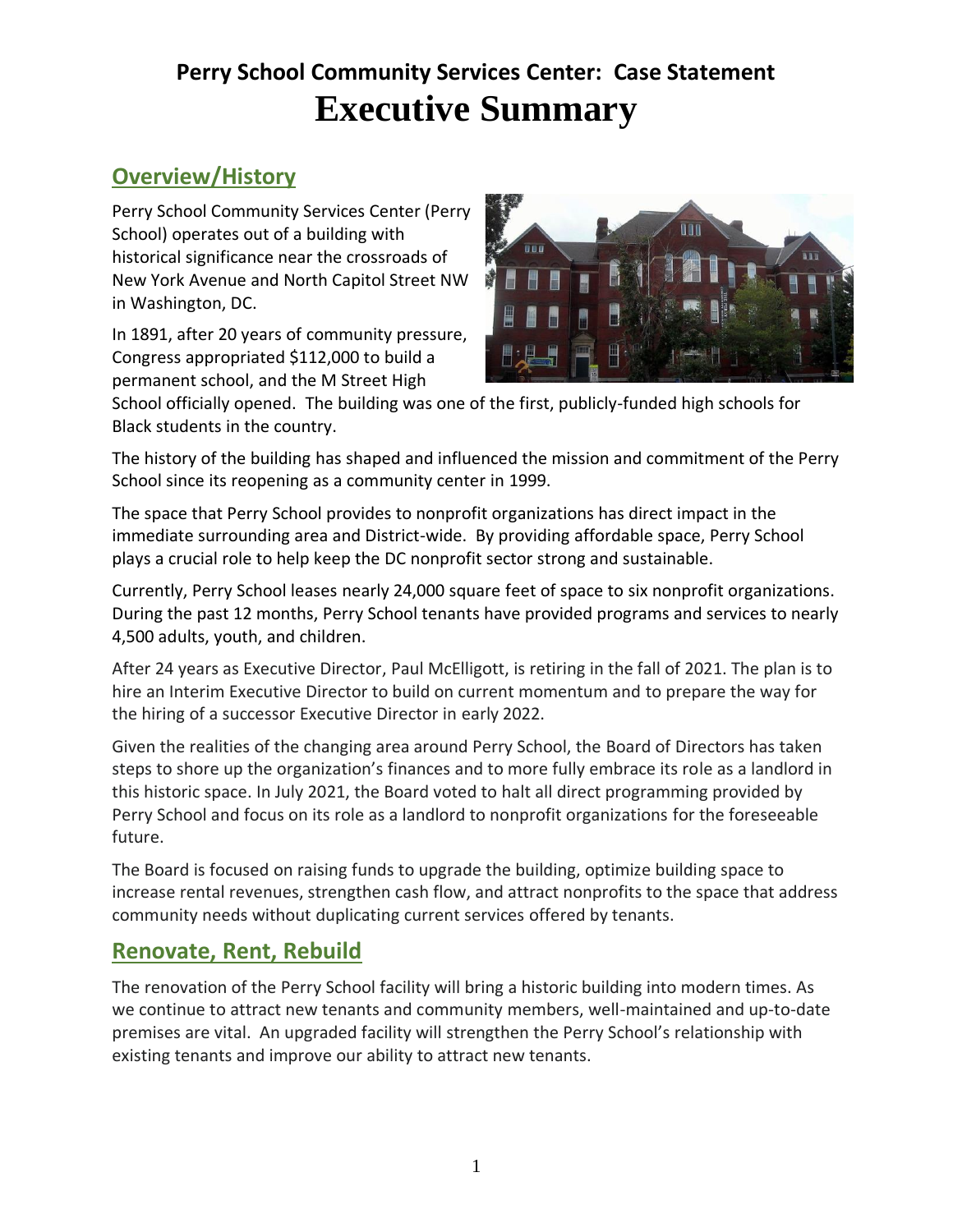# Perry School Community Services Center: Case Statement

# Executive Summary

## Overview/History

Perry School Community Services Center (Perry School) operates out of a building with historical significance near the crossroads of New York Avenue and North Capitol Street NW in Washington, DC.

In 1891, after 20 years of community pressure, Congress appropriated $112,000 to build a permanent school, and the M Street High School officially opened. The building was one of the first, publicly-funded high schools for Black students in the country.

The history of the building has shaped and influenced the mission and commitment of the Perry School since its reopening as a community center in 1999.

The space that Perry School provides to nonprofit organizations has direct impact in the immediate surrounding area and District-wide. By providing affordable space, Perry School plays a crucial role to help keep the DC nonprofit sector strong and sustainable.

Currently, Perry School leases nearly 24,000 square feet of space to six nonprofit organizations. During the past 12 months, Perry School tenants have provided programs and services to nearly 4,500 adults, youth, and children.

After 24 years as Executive Director, Paul McElligott, is retiring in the fall of 2021. The plan is to hire an Interim Executive Director to build on current momentum and to prepare the way for the hiring of a successor Executive Director in early 2022.

Given the realities of the changing area around Perry School, the Board of Directors has taken steps to shore up the organization's finances and to more fully embrace its role as a landlord in this historic space. In July 2021, the Board voted to halt all direct programming provided by Perry School and focus on its role as a landlord to nonprofit organizations for the foreseeable future.

The Board is focused on raising funds to upgrade the building, optimize building space to increase rental revenues, strengthen cash flow, and attract nonprofits to the space that address community needs without duplicating current services offered by tenants.

## Renovate, Rent, Rebuild

The renovation of the Perry School facility will bring a historic building into modern times. As we continue to attract new tenants and community members, well-maintained and up-to-date premises are vital. An upgraded facility will strengthen the Perry School's relationship with existing tenants and improve our ability to attract new tenants.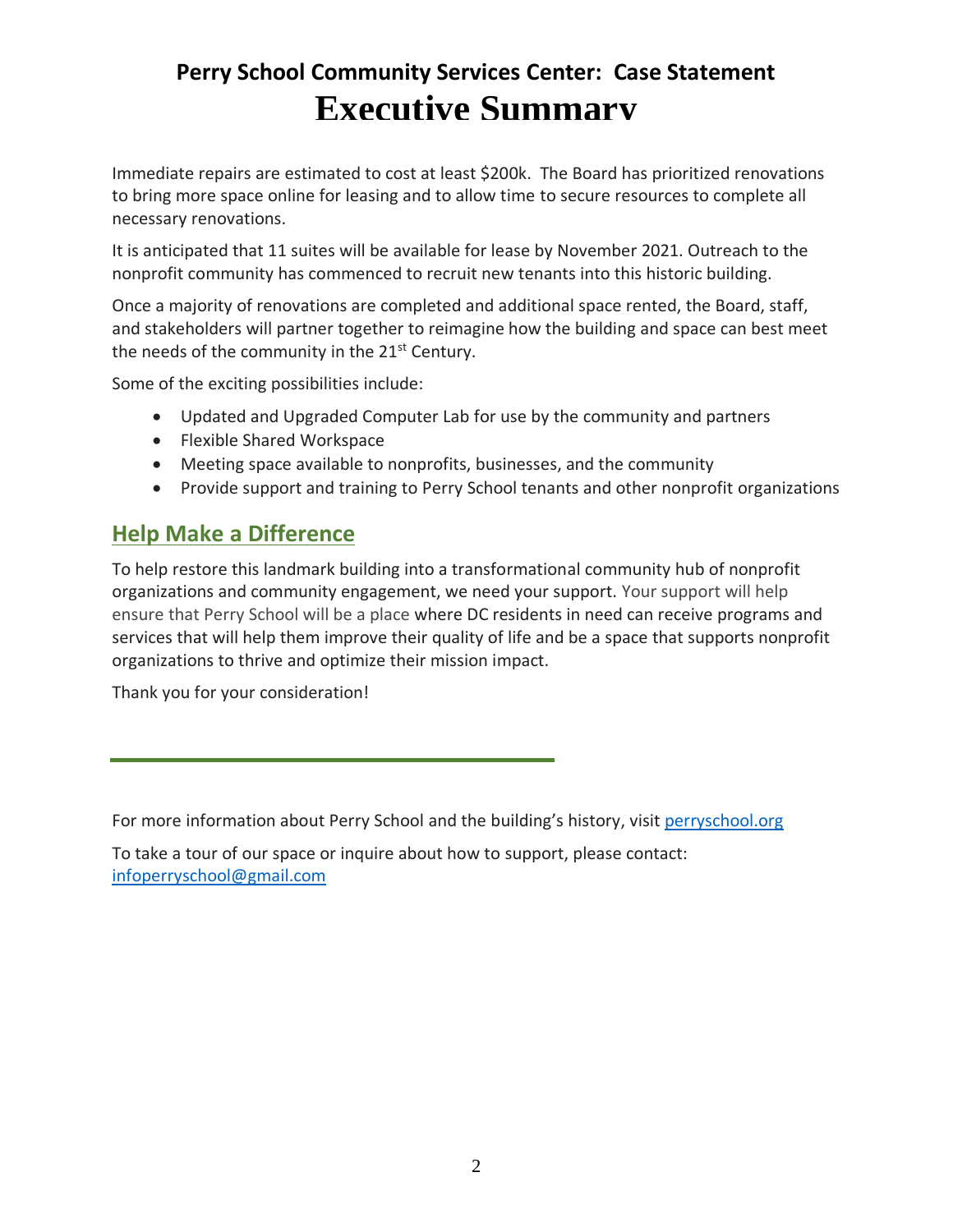# Perry School Community Services Center: Case Statement

# Executive Summary

Immediate repairs are estimated to cost at least $200k. The Board has prioritized renovations to bring more space online for leasing and to allow time to secure resources to complete all necessary renovations.

It is anticipated that 11 suites will be available for lease by November 2021. Outreach to the nonprofit community has commenced to recruit new tenants into this historic building.

Once a majority of renovations are completed and additional space rented, the Board, staff, and stakeholders will partner together to reimagine how the building and space can best meet the needs of the community in the 21st Century.

Some of the exciting possibilities include:

- Updated and Upgraded Computer Lab for use by the community and partners
- Flexible Shared Workspace
- Meeting space available to nonprofits, businesses, and the community
- Provide support and training to Perry School tenants and other nonprofit organizations

## Help Make a Difference

To help restore this landmark building into a transformational community hub of nonprofit organizations and community engagement, we need your support. Your support will help ensure that Perry School will be a place where DC residents in need can receive programs and services that will help them improve their quality of life and be a space that supports nonprofit organizations to thrive and optimize their mission impact.

Thank you for your consideration!

---

For more information about Perry School and the building's history, visit [perryschool.org](perryschool.org)

To take a tour of our space or inquire about how to support, please contact: [infoperryschool@gmail.com](mailto:infoperryschool@gmail.com)